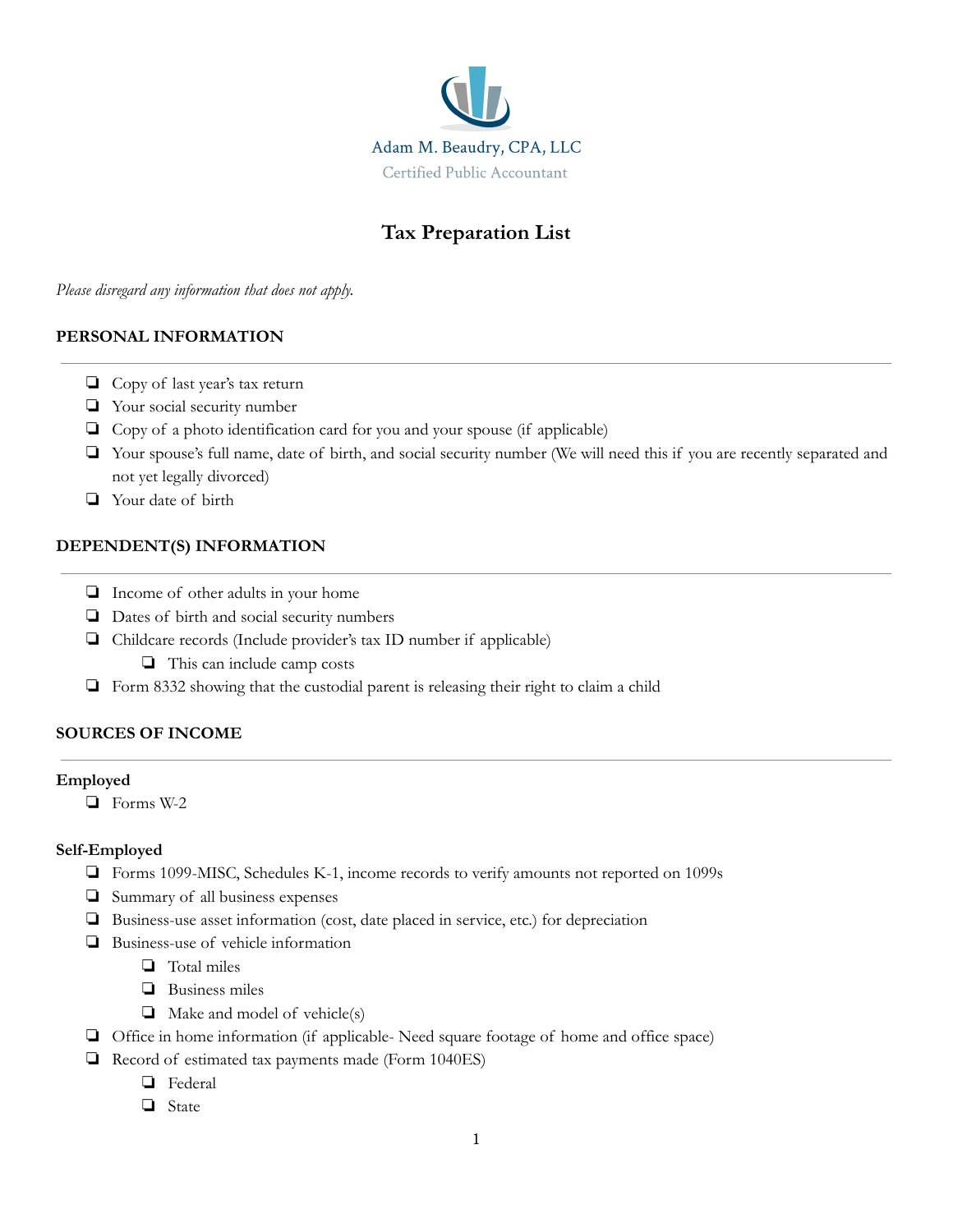Adam M. Beaudry, CPA, LLC

Certified Public Accountant

# Tax Preparation List

*Please disregard any information that does not apply.*

## PERSONAL INFORMATION

- ❏ Copy of last year's tax return
- ❏ Your social security number
- ❏ Copy of a photo identification card for you and your spouse (if applicable)
- ❏ Your spouse's full name, date of birth, and social security number (We will need this if you are recently separated and not yet legally divorced)
- ❏ Your date of birth

## DEPENDENT(S) INFORMATION

- ❏ Income of other adults in your home
- ❏ Dates of birth and social security numbers
- ❏ Childcare records (Include provider's tax ID number if applicable)
  - ❏ This can include camp costs
- ❏ Form 8332 showing that the custodial parent is releasing their right to claim a child

## SOURCES OF INCOME

### Employed

- ❏ Forms W-2

### Self-Employed

- ❏ Forms 1099-MISC, Schedules K-1, income records to verify amounts not reported on 1099s
- ❏ Summary of all business expenses
- ❏ Business-use asset information (cost, date placed in service, etc.) for depreciation
- ❏ Business-use of vehicle information
  - ❏ Total miles
  - ❏ Business miles
  - ❏ Make and model of vehicle(s)
- ❏ Office in home information (if applicable- Need square footage of home and office space)
- ❏ Record of estimated tax payments made (Form 1040ES)
  - ❏ Federal
  - ❏ State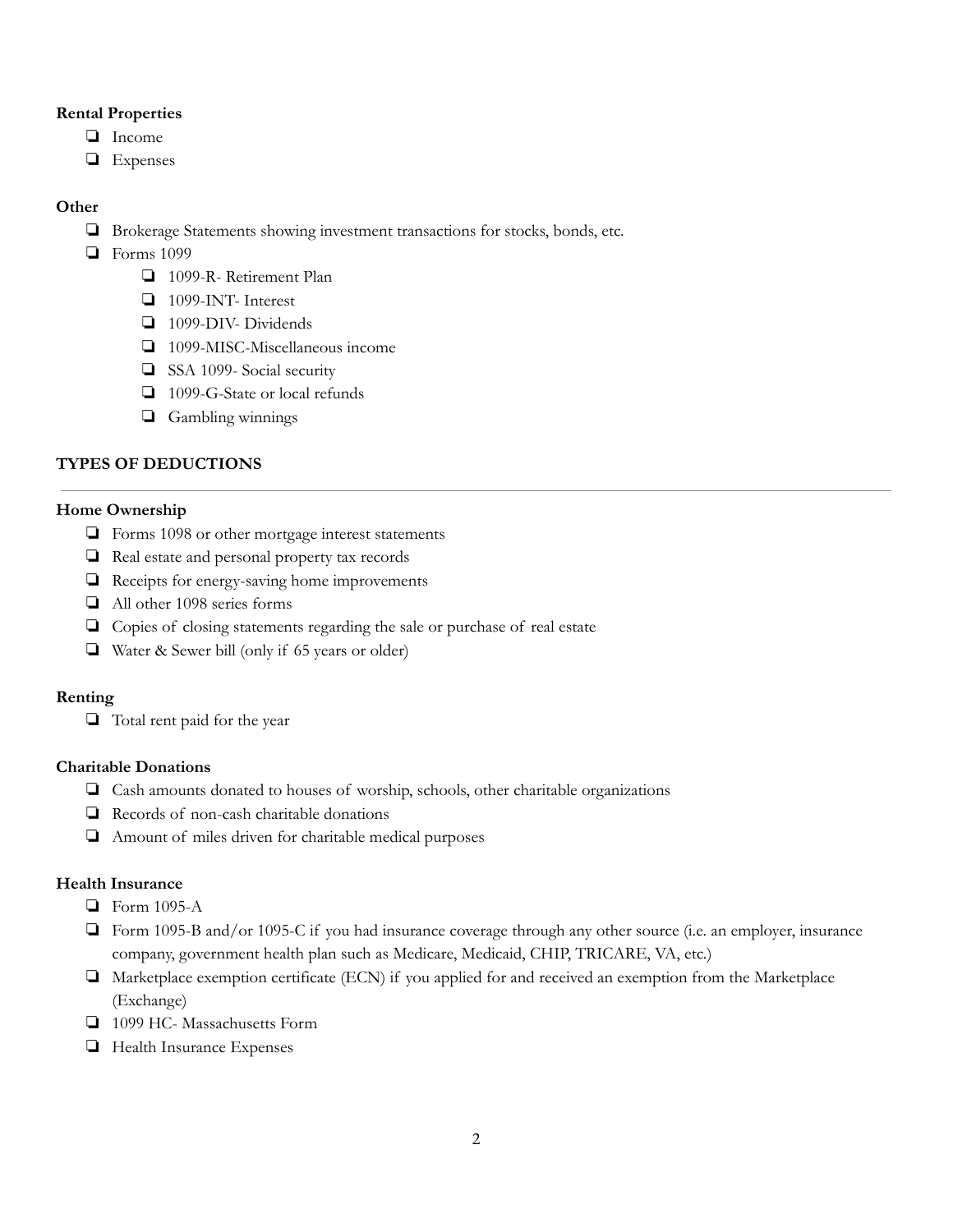**Rental Properties**

- ❏ Income
- ❏ Expenses

**Other**

- ❏ Brokerage Statements showing investment transactions for stocks, bonds, etc.
- ❏ Forms 1099
    - ❏ 1099-R- Retirement Plan
    - ❏ 1099-INT- Interest
    - ❏ 1099-DIV- Dividends
    - ❏ 1099-MISC-Miscellaneous income
    - ❏ SSA 1099- Social security
    - ❏ 1099-G-State or local refunds
    - ❏ Gambling winnings

**TYPES OF DEDUCTIONS**

---

**Home Ownership**

- ❏ Forms 1098 or other mortgage interest statements
- ❏ Real estate and personal property tax records
- ❏ Receipts for energy-saving home improvements
- ❏ All other 1098 series forms
- ❏ Copies of closing statements regarding the sale or purchase of real estate
- ❏ Water & Sewer bill (only if 65 years or older)

**Renting**

- ❏ Total rent paid for the year

**Charitable Donations**

- ❏ Cash amounts donated to houses of worship, schools, other charitable organizations
- ❏ Records of non-cash charitable donations
- ❏ Amount of miles driven for charitable medical purposes

**Health Insurance**

- ❏ Form 1095-A
- ❏ Form 1095-B and/or 1095-C if you had insurance coverage through any other source (i.e. an employer, insurance company, government health plan such as Medicare, Medicaid, CHIP, TRICARE, VA, etc.)
- ❏ Marketplace exemption certificate (ECN) if you applied for and received an exemption from the Marketplace (Exchange)
- ❏ 1099 HC- Massachusetts Form
- ❏ Health Insurance Expenses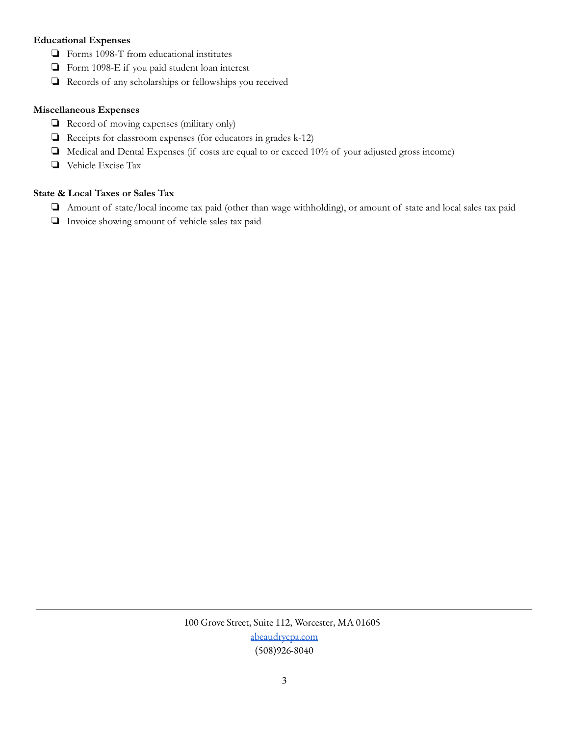**Educational Expenses**

- ❏ Forms 1098-T from educational institutes
- ❏ Form 1098-E if you paid student loan interest
- ❏ Records of any scholarships or fellowships you received

**Miscellaneous Expenses**

- ❏ Record of moving expenses (military only)
- ❏ Receipts for classroom expenses (for educators in grades k-12)
- ❏ Medical and Dental Expenses (if costs are equal to or exceed 10% of your adjusted gross income)
- ❏ Vehicle Excise Tax

**State & Local Taxes or Sales Tax**

- ❏ Amount of state/local income tax paid (other than wage withholding), or amount of state and local sales tax paid
- ❏ Invoice showing amount of vehicle sales tax paid

---

100 Grove Street, Suite 112, Worcester, MA 01605

abeaudrycpa.com

(508)926-8040